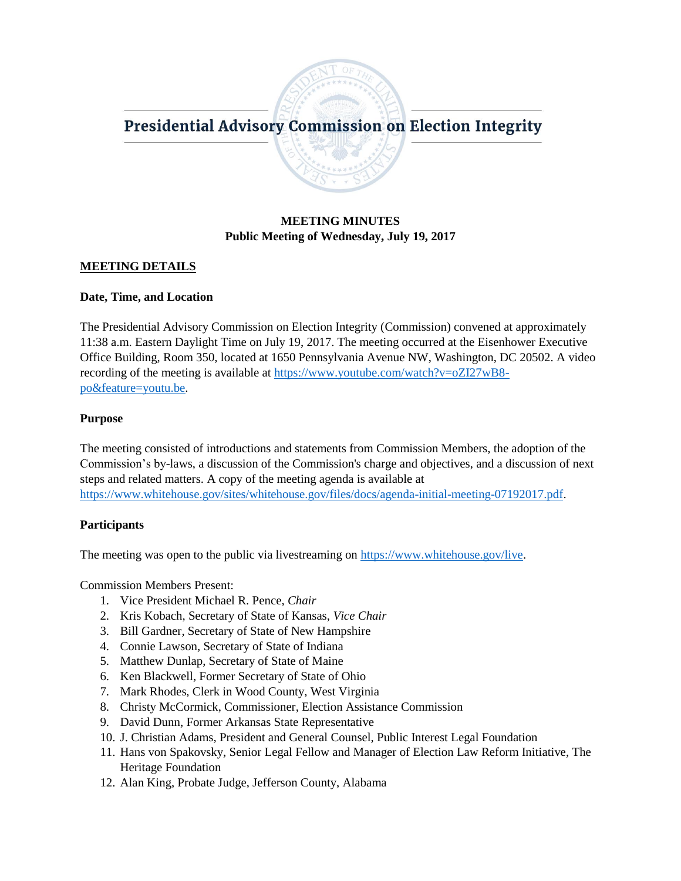# Presidential Advisory Commission on Election Integrity

**MEETING MINUTES**
**Public Meeting of Wednesday, July 19, 2017**

## MEETING DETAILS

### Date, Time, and Location

The Presidential Advisory Commission on Election Integrity (Commission) convened at approximately 11:38 a.m. Eastern Daylight Time on July 19, 2017. The meeting occurred at the Eisenhower Executive Office Building, Room 350, located at 1650 Pennsylvania Avenue NW, Washington, DC 20502. A video recording of the meeting is available at https://www.youtube.com/watch?v=oZI27wB8-po&feature=youtu.be.

### Purpose

The meeting consisted of introductions and statements from Commission Members, the adoption of the Commission's by-laws, a discussion of the Commission's charge and objectives, and a discussion of next steps and related matters. A copy of the meeting agenda is available at https://www.whitehouse.gov/sites/whitehouse.gov/files/docs/agenda-initial-meeting-07192017.pdf.

### Participants

The meeting was open to the public via livestreaming on https://www.whitehouse.gov/live.

Commission Members Present:

1. Vice President Michael R. Pence, *Chair*
2. Kris Kobach, Secretary of State of Kansas, *Vice Chair*
3. Bill Gardner, Secretary of State of New Hampshire
4. Connie Lawson, Secretary of State of Indiana
5. Matthew Dunlap, Secretary of State of Maine
6. Ken Blackwell, Former Secretary of State of Ohio
7. Mark Rhodes, Clerk in Wood County, West Virginia
8. Christy McCormick, Commissioner, Election Assistance Commission
9. David Dunn, Former Arkansas State Representative
10. J. Christian Adams, President and General Counsel, Public Interest Legal Foundation
11. Hans von Spakovsky, Senior Legal Fellow and Manager of Election Law Reform Initiative, The Heritage Foundation
12. Alan King, Probate Judge, Jefferson County, Alabama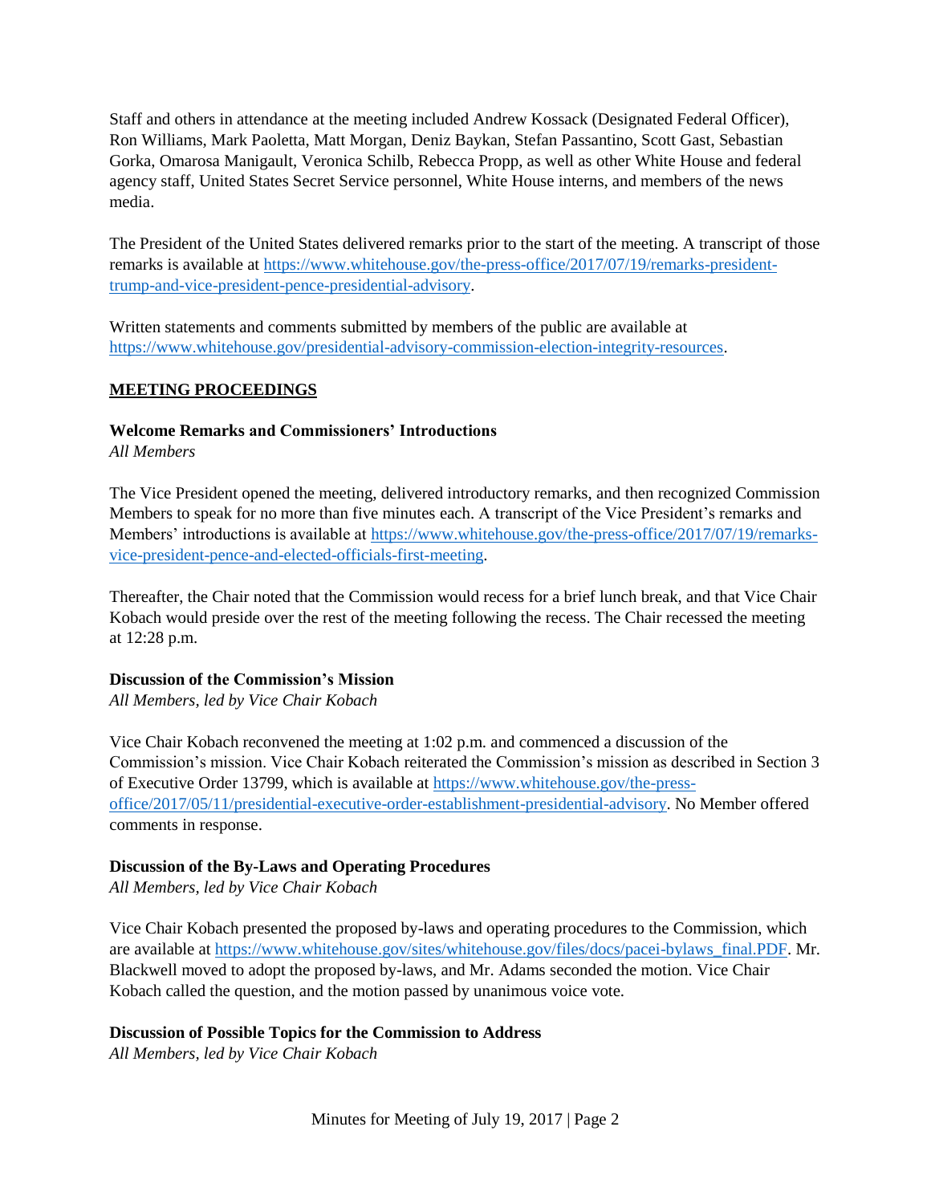Staff and others in attendance at the meeting included Andrew Kossack (Designated Federal Officer), Ron Williams, Mark Paoletta, Matt Morgan, Deniz Baykan, Stefan Passantino, Scott Gast, Sebastian Gorka, Omarosa Manigault, Veronica Schilb, Rebecca Propp, as well as other White House and federal agency staff, United States Secret Service personnel, White House interns, and members of the news media.

The President of the United States delivered remarks prior to the start of the meeting. A transcript of those remarks is available at https://www.whitehouse.gov/the-press-office/2017/07/19/remarks-president-trump-and-vice-president-pence-presidential-advisory.

Written statements and comments submitted by members of the public are available at https://www.whitehouse.gov/presidential-advisory-commission-election-integrity-resources.

## MEETING PROCEEDINGS

### Welcome Remarks and Commissioners' Introductions

*All Members*

The Vice President opened the meeting, delivered introductory remarks, and then recognized Commission Members to speak for no more than five minutes each. A transcript of the Vice President's remarks and Members' introductions is available at https://www.whitehouse.gov/the-press-office/2017/07/19/remarks-vice-president-pence-and-elected-officials-first-meeting.

Thereafter, the Chair noted that the Commission would recess for a brief lunch break, and that Vice Chair Kobach would preside over the rest of the meeting following the recess. The Chair recessed the meeting at 12:28 p.m.

### Discussion of the Commission's Mission

*All Members, led by Vice Chair Kobach*

Vice Chair Kobach reconvened the meeting at 1:02 p.m. and commenced a discussion of the Commission's mission. Vice Chair Kobach reiterated the Commission's mission as described in Section 3 of Executive Order 13799, which is available at https://www.whitehouse.gov/the-press-office/2017/05/11/presidential-executive-order-establishment-presidential-advisory. No Member offered comments in response.

### Discussion of the By-Laws and Operating Procedures

*All Members, led by Vice Chair Kobach*

Vice Chair Kobach presented the proposed by-laws and operating procedures to the Commission, which are available at https://www.whitehouse.gov/sites/whitehouse.gov/files/docs/pacei-bylaws_final.PDF. Mr. Blackwell moved to adopt the proposed by-laws, and Mr. Adams seconded the motion. Vice Chair Kobach called the question, and the motion passed by unanimous voice vote.

### Discussion of Possible Topics for the Commission to Address

*All Members, led by Vice Chair Kobach*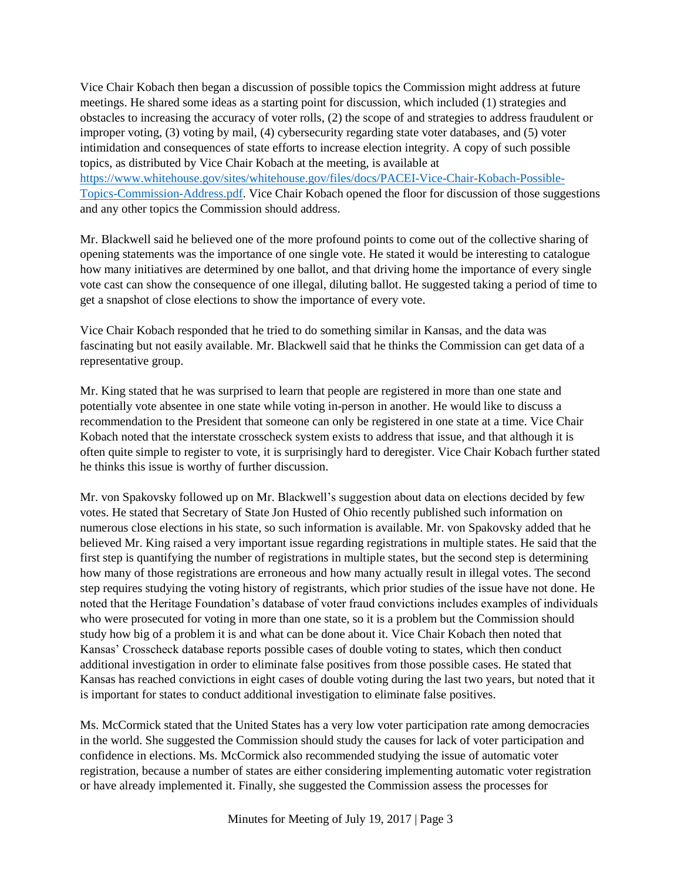Vice Chair Kobach then began a discussion of possible topics the Commission might address at future meetings. He shared some ideas as a starting point for discussion, which included (1) strategies and obstacles to increasing the accuracy of voter rolls, (2) the scope of and strategies to address fraudulent or improper voting, (3) voting by mail, (4) cybersecurity regarding state voter databases, and (5) voter intimidation and consequences of state efforts to increase election integrity. A copy of such possible topics, as distributed by Vice Chair Kobach at the meeting, is available at [https://www.whitehouse.gov/sites/whitehouse.gov/files/docs/PACEI-Vice-Chair-Kobach-Possible-Topics-Commission-Address.pdf](https://www.whitehouse.gov/sites/whitehouse.gov/files/docs/PACEI-Vice-Chair-Kobach-Possible-Topics-Commission-Address.pdf). Vice Chair Kobach opened the floor for discussion of those suggestions and any other topics the Commission should address.

Mr. Blackwell said he believed one of the more profound points to come out of the collective sharing of opening statements was the importance of one single vote. He stated it would be interesting to catalogue how many initiatives are determined by one ballot, and that driving home the importance of every single vote cast can show the consequence of one illegal, diluting ballot. He suggested taking a period of time to get a snapshot of close elections to show the importance of every vote.

Vice Chair Kobach responded that he tried to do something similar in Kansas, and the data was fascinating but not easily available. Mr. Blackwell said that he thinks the Commission can get data of a representative group.

Mr. King stated that he was surprised to learn that people are registered in more than one state and potentially vote absentee in one state while voting in-person in another. He would like to discuss a recommendation to the President that someone can only be registered in one state at a time. Vice Chair Kobach noted that the interstate crosscheck system exists to address that issue, and that although it is often quite simple to register to vote, it is surprisingly hard to deregister. Vice Chair Kobach further stated he thinks this issue is worthy of further discussion.

Mr. von Spakovsky followed up on Mr. Blackwell's suggestion about data on elections decided by few votes. He stated that Secretary of State Jon Husted of Ohio recently published such information on numerous close elections in his state, so such information is available. Mr. von Spakovsky added that he believed Mr. King raised a very important issue regarding registrations in multiple states. He said that the first step is quantifying the number of registrations in multiple states, but the second step is determining how many of those registrations are erroneous and how many actually result in illegal votes. The second step requires studying the voting history of registrants, which prior studies of the issue have not done. He noted that the Heritage Foundation's database of voter fraud convictions includes examples of individuals who were prosecuted for voting in more than one state, so it is a problem but the Commission should study how big of a problem it is and what can be done about it. Vice Chair Kobach then noted that Kansas' Crosscheck database reports possible cases of double voting to states, which then conduct additional investigation in order to eliminate false positives from those possible cases. He stated that Kansas has reached convictions in eight cases of double voting during the last two years, but noted that it is important for states to conduct additional investigation to eliminate false positives.

Ms. McCormick stated that the United States has a very low voter participation rate among democracies in the world. She suggested the Commission should study the causes for lack of voter participation and confidence in elections. Ms. McCormick also recommended studying the issue of automatic voter registration, because a number of states are either considering implementing automatic voter registration or have already implemented it. Finally, she suggested the Commission assess the processes for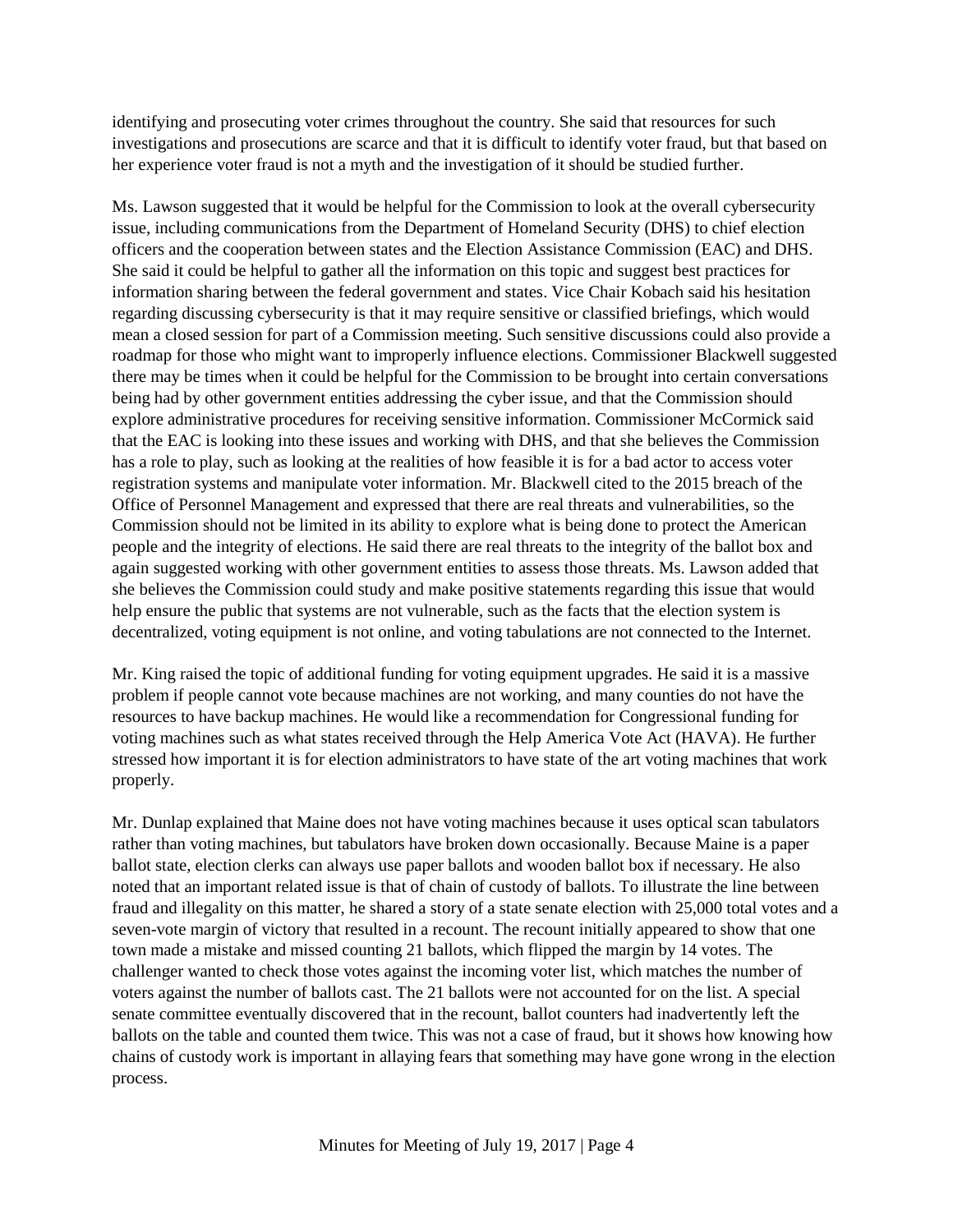identifying and prosecuting voter crimes throughout the country. She said that resources for such investigations and prosecutions are scarce and that it is difficult to identify voter fraud, but that based on her experience voter fraud is not a myth and the investigation of it should be studied further.

Ms. Lawson suggested that it would be helpful for the Commission to look at the overall cybersecurity issue, including communications from the Department of Homeland Security (DHS) to chief election officers and the cooperation between states and the Election Assistance Commission (EAC) and DHS. She said it could be helpful to gather all the information on this topic and suggest best practices for information sharing between the federal government and states. Vice Chair Kobach said his hesitation regarding discussing cybersecurity is that it may require sensitive or classified briefings, which would mean a closed session for part of a Commission meeting. Such sensitive discussions could also provide a roadmap for those who might want to improperly influence elections. Commissioner Blackwell suggested there may be times when it could be helpful for the Commission to be brought into certain conversations being had by other government entities addressing the cyber issue, and that the Commission should explore administrative procedures for receiving sensitive information. Commissioner McCormick said that the EAC is looking into these issues and working with DHS, and that she believes the Commission has a role to play, such as looking at the realities of how feasible it is for a bad actor to access voter registration systems and manipulate voter information. Mr. Blackwell cited to the 2015 breach of the Office of Personnel Management and expressed that there are real threats and vulnerabilities, so the Commission should not be limited in its ability to explore what is being done to protect the American people and the integrity of elections. He said there are real threats to the integrity of the ballot box and again suggested working with other government entities to assess those threats. Ms. Lawson added that she believes the Commission could study and make positive statements regarding this issue that would help ensure the public that systems are not vulnerable, such as the facts that the election system is decentralized, voting equipment is not online, and voting tabulations are not connected to the Internet.

Mr. King raised the topic of additional funding for voting equipment upgrades. He said it is a massive problem if people cannot vote because machines are not working, and many counties do not have the resources to have backup machines. He would like a recommendation for Congressional funding for voting machines such as what states received through the Help America Vote Act (HAVA). He further stressed how important it is for election administrators to have state of the art voting machines that work properly.

Mr. Dunlap explained that Maine does not have voting machines because it uses optical scan tabulators rather than voting machines, but tabulators have broken down occasionally. Because Maine is a paper ballot state, election clerks can always use paper ballots and wooden ballot box if necessary. He also noted that an important related issue is that of chain of custody of ballots. To illustrate the line between fraud and illegality on this matter, he shared a story of a state senate election with 25,000 total votes and a seven-vote margin of victory that resulted in a recount. The recount initially appeared to show that one town made a mistake and missed counting 21 ballots, which flipped the margin by 14 votes. The challenger wanted to check those votes against the incoming voter list, which matches the number of voters against the number of ballots cast. The 21 ballots were not accounted for on the list. A special senate committee eventually discovered that in the recount, ballot counters had inadvertently left the ballots on the table and counted them twice. This was not a case of fraud, but it shows how knowing how chains of custody work is important in allaying fears that something may have gone wrong in the election process.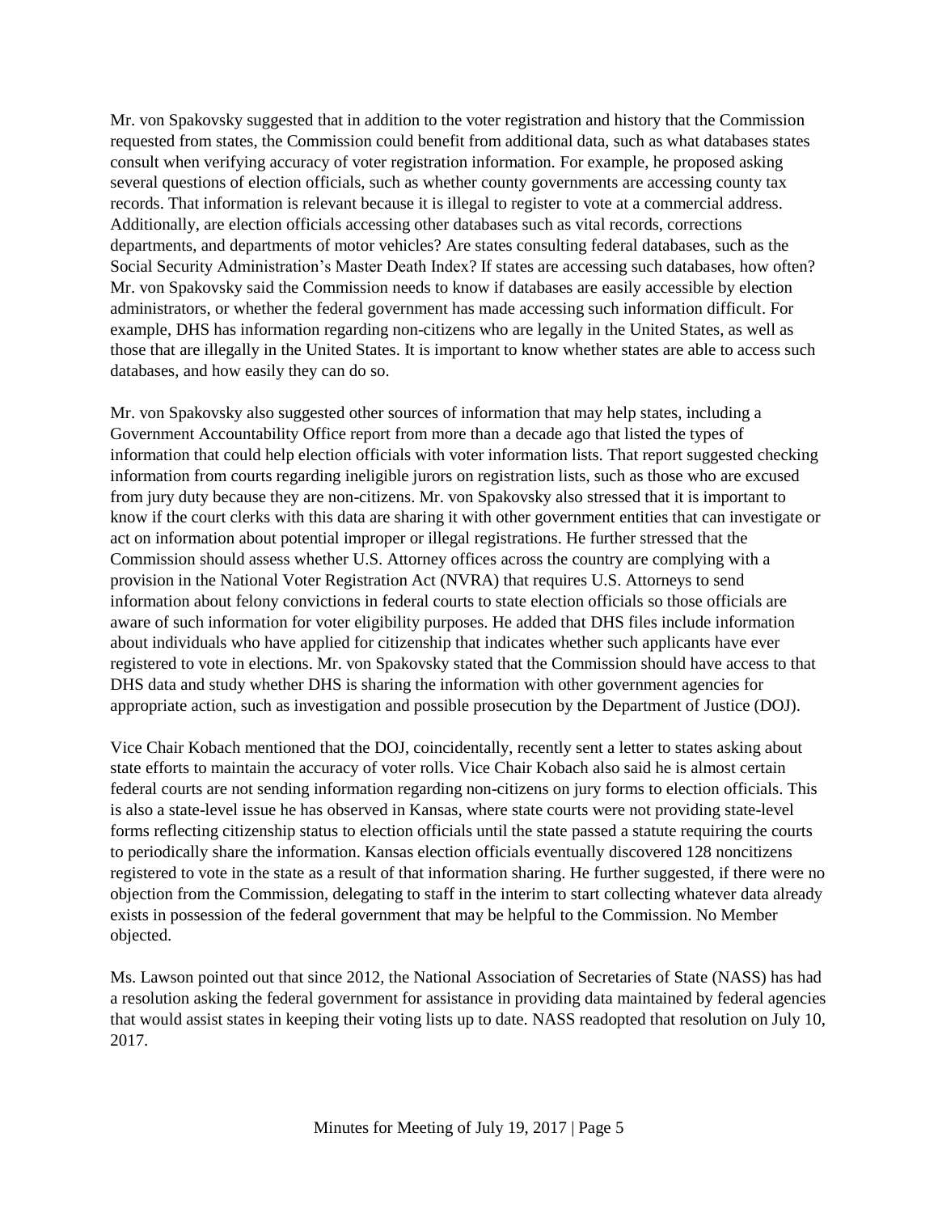Mr. von Spakovsky suggested that in addition to the voter registration and history that the Commission requested from states, the Commission could benefit from additional data, such as what databases states consult when verifying accuracy of voter registration information. For example, he proposed asking several questions of election officials, such as whether county governments are accessing county tax records. That information is relevant because it is illegal to register to vote at a commercial address. Additionally, are election officials accessing other databases such as vital records, corrections departments, and departments of motor vehicles? Are states consulting federal databases, such as the Social Security Administration's Master Death Index? If states are accessing such databases, how often? Mr. von Spakovsky said the Commission needs to know if databases are easily accessible by election administrators, or whether the federal government has made accessing such information difficult. For example, DHS has information regarding non-citizens who are legally in the United States, as well as those that are illegally in the United States. It is important to know whether states are able to access such databases, and how easily they can do so.

Mr. von Spakovsky also suggested other sources of information that may help states, including a Government Accountability Office report from more than a decade ago that listed the types of information that could help election officials with voter information lists. That report suggested checking information from courts regarding ineligible jurors on registration lists, such as those who are excused from jury duty because they are non-citizens. Mr. von Spakovsky also stressed that it is important to know if the court clerks with this data are sharing it with other government entities that can investigate or act on information about potential improper or illegal registrations. He further stressed that the Commission should assess whether U.S. Attorney offices across the country are complying with a provision in the National Voter Registration Act (NVRA) that requires U.S. Attorneys to send information about felony convictions in federal courts to state election officials so those officials are aware of such information for voter eligibility purposes. He added that DHS files include information about individuals who have applied for citizenship that indicates whether such applicants have ever registered to vote in elections. Mr. von Spakovsky stated that the Commission should have access to that DHS data and study whether DHS is sharing the information with other government agencies for appropriate action, such as investigation and possible prosecution by the Department of Justice (DOJ).

Vice Chair Kobach mentioned that the DOJ, coincidentally, recently sent a letter to states asking about state efforts to maintain the accuracy of voter rolls. Vice Chair Kobach also said he is almost certain federal courts are not sending information regarding non-citizens on jury forms to election officials. This is also a state-level issue he has observed in Kansas, where state courts were not providing state-level forms reflecting citizenship status to election officials until the state passed a statute requiring the courts to periodically share the information. Kansas election officials eventually discovered 128 noncitizens registered to vote in the state as a result of that information sharing. He further suggested, if there were no objection from the Commission, delegating to staff in the interim to start collecting whatever data already exists in possession of the federal government that may be helpful to the Commission. No Member objected.

Ms. Lawson pointed out that since 2012, the National Association of Secretaries of State (NASS) has had a resolution asking the federal government for assistance in providing data maintained by federal agencies that would assist states in keeping their voting lists up to date. NASS readopted that resolution on July 10, 2017.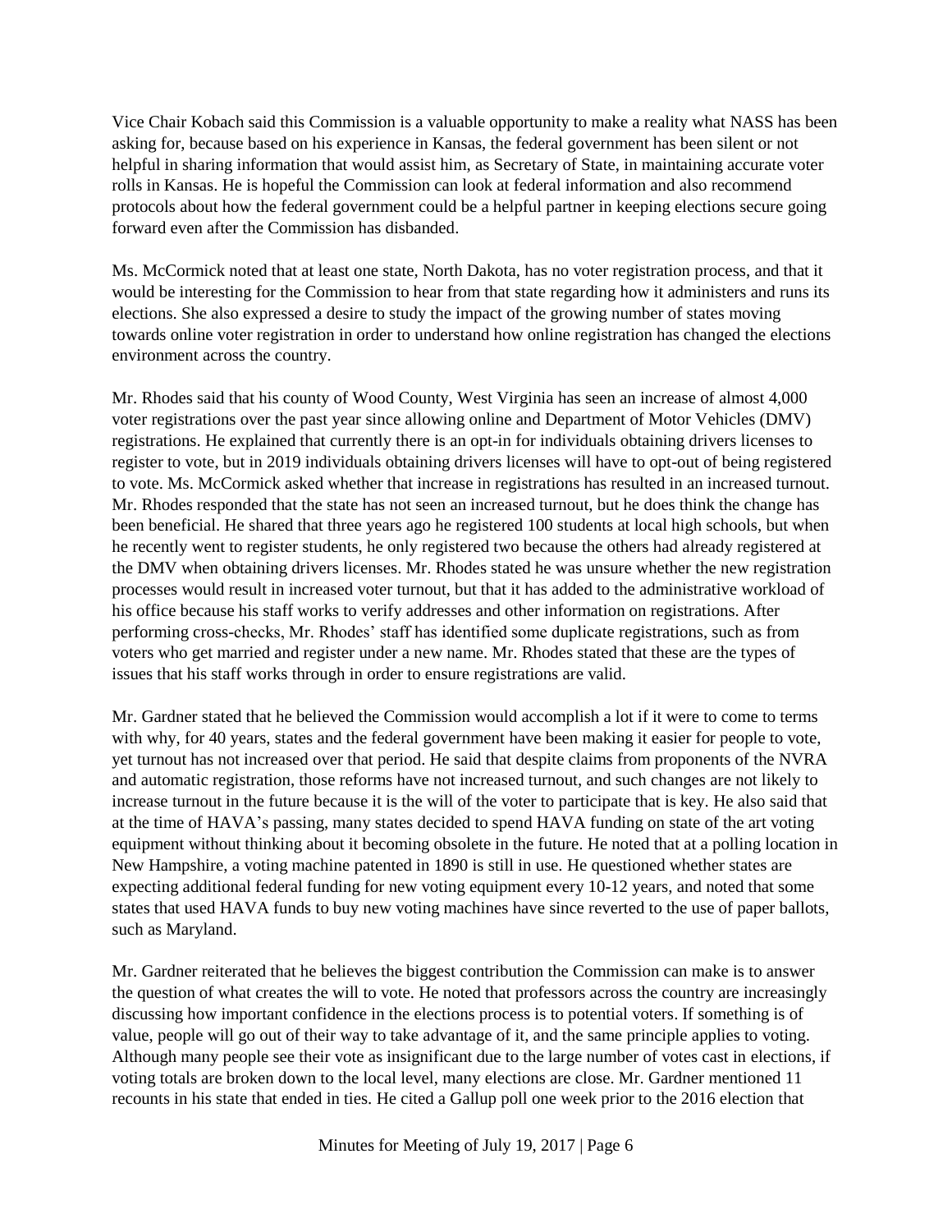Vice Chair Kobach said this Commission is a valuable opportunity to make a reality what NASS has been asking for, because based on his experience in Kansas, the federal government has been silent or not helpful in sharing information that would assist him, as Secretary of State, in maintaining accurate voter rolls in Kansas. He is hopeful the Commission can look at federal information and also recommend protocols about how the federal government could be a helpful partner in keeping elections secure going forward even after the Commission has disbanded.

Ms. McCormick noted that at least one state, North Dakota, has no voter registration process, and that it would be interesting for the Commission to hear from that state regarding how it administers and runs its elections. She also expressed a desire to study the impact of the growing number of states moving towards online voter registration in order to understand how online registration has changed the elections environment across the country.

Mr. Rhodes said that his county of Wood County, West Virginia has seen an increase of almost 4,000 voter registrations over the past year since allowing online and Department of Motor Vehicles (DMV) registrations. He explained that currently there is an opt-in for individuals obtaining drivers licenses to register to vote, but in 2019 individuals obtaining drivers licenses will have to opt-out of being registered to vote. Ms. McCormick asked whether that increase in registrations has resulted in an increased turnout. Mr. Rhodes responded that the state has not seen an increased turnout, but he does think the change has been beneficial. He shared that three years ago he registered 100 students at local high schools, but when he recently went to register students, he only registered two because the others had already registered at the DMV when obtaining drivers licenses. Mr. Rhodes stated he was unsure whether the new registration processes would result in increased voter turnout, but that it has added to the administrative workload of his office because his staff works to verify addresses and other information on registrations. After performing cross-checks, Mr. Rhodes' staff has identified some duplicate registrations, such as from voters who get married and register under a new name. Mr. Rhodes stated that these are the types of issues that his staff works through in order to ensure registrations are valid.

Mr. Gardner stated that he believed the Commission would accomplish a lot if it were to come to terms with why, for 40 years, states and the federal government have been making it easier for people to vote, yet turnout has not increased over that period. He said that despite claims from proponents of the NVRA and automatic registration, those reforms have not increased turnout, and such changes are not likely to increase turnout in the future because it is the will of the voter to participate that is key. He also said that at the time of HAVA's passing, many states decided to spend HAVA funding on state of the art voting equipment without thinking about it becoming obsolete in the future. He noted that at a polling location in New Hampshire, a voting machine patented in 1890 is still in use. He questioned whether states are expecting additional federal funding for new voting equipment every 10-12 years, and noted that some states that used HAVA funds to buy new voting machines have since reverted to the use of paper ballots, such as Maryland.

Mr. Gardner reiterated that he believes the biggest contribution the Commission can make is to answer the question of what creates the will to vote. He noted that professors across the country are increasingly discussing how important confidence in the elections process is to potential voters. If something is of value, people will go out of their way to take advantage of it, and the same principle applies to voting. Although many people see their vote as insignificant due to the large number of votes cast in elections, if voting totals are broken down to the local level, many elections are close. Mr. Gardner mentioned 11 recounts in his state that ended in ties. He cited a Gallup poll one week prior to the 2016 election that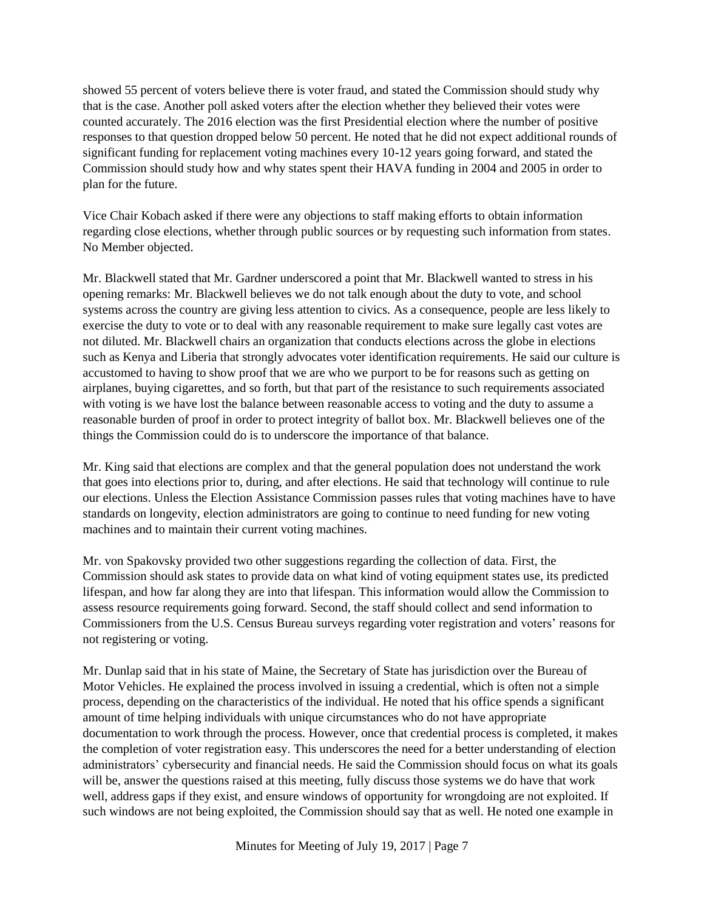showed 55 percent of voters believe there is voter fraud, and stated the Commission should study why that is the case. Another poll asked voters after the election whether they believed their votes were counted accurately. The 2016 election was the first Presidential election where the number of positive responses to that question dropped below 50 percent. He noted that he did not expect additional rounds of significant funding for replacement voting machines every 10-12 years going forward, and stated the Commission should study how and why states spent their HAVA funding in 2004 and 2005 in order to plan for the future.

Vice Chair Kobach asked if there were any objections to staff making efforts to obtain information regarding close elections, whether through public sources or by requesting such information from states. No Member objected.

Mr. Blackwell stated that Mr. Gardner underscored a point that Mr. Blackwell wanted to stress in his opening remarks: Mr. Blackwell believes we do not talk enough about the duty to vote, and school systems across the country are giving less attention to civics. As a consequence, people are less likely to exercise the duty to vote or to deal with any reasonable requirement to make sure legally cast votes are not diluted. Mr. Blackwell chairs an organization that conducts elections across the globe in elections such as Kenya and Liberia that strongly advocates voter identification requirements. He said our culture is accustomed to having to show proof that we are who we purport to be for reasons such as getting on airplanes, buying cigarettes, and so forth, but that part of the resistance to such requirements associated with voting is we have lost the balance between reasonable access to voting and the duty to assume a reasonable burden of proof in order to protect integrity of ballot box. Mr. Blackwell believes one of the things the Commission could do is to underscore the importance of that balance.

Mr. King said that elections are complex and that the general population does not understand the work that goes into elections prior to, during, and after elections. He said that technology will continue to rule our elections. Unless the Election Assistance Commission passes rules that voting machines have to have standards on longevity, election administrators are going to continue to need funding for new voting machines and to maintain their current voting machines.

Mr. von Spakovsky provided two other suggestions regarding the collection of data. First, the Commission should ask states to provide data on what kind of voting equipment states use, its predicted lifespan, and how far along they are into that lifespan. This information would allow the Commission to assess resource requirements going forward. Second, the staff should collect and send information to Commissioners from the U.S. Census Bureau surveys regarding voter registration and voters' reasons for not registering or voting.

Mr. Dunlap said that in his state of Maine, the Secretary of State has jurisdiction over the Bureau of Motor Vehicles. He explained the process involved in issuing a credential, which is often not a simple process, depending on the characteristics of the individual. He noted that his office spends a significant amount of time helping individuals with unique circumstances who do not have appropriate documentation to work through the process. However, once that credential process is completed, it makes the completion of voter registration easy. This underscores the need for a better understanding of election administrators' cybersecurity and financial needs. He said the Commission should focus on what its goals will be, answer the questions raised at this meeting, fully discuss those systems we do have that work well, address gaps if they exist, and ensure windows of opportunity for wrongdoing are not exploited. If such windows are not being exploited, the Commission should say that as well. He noted one example in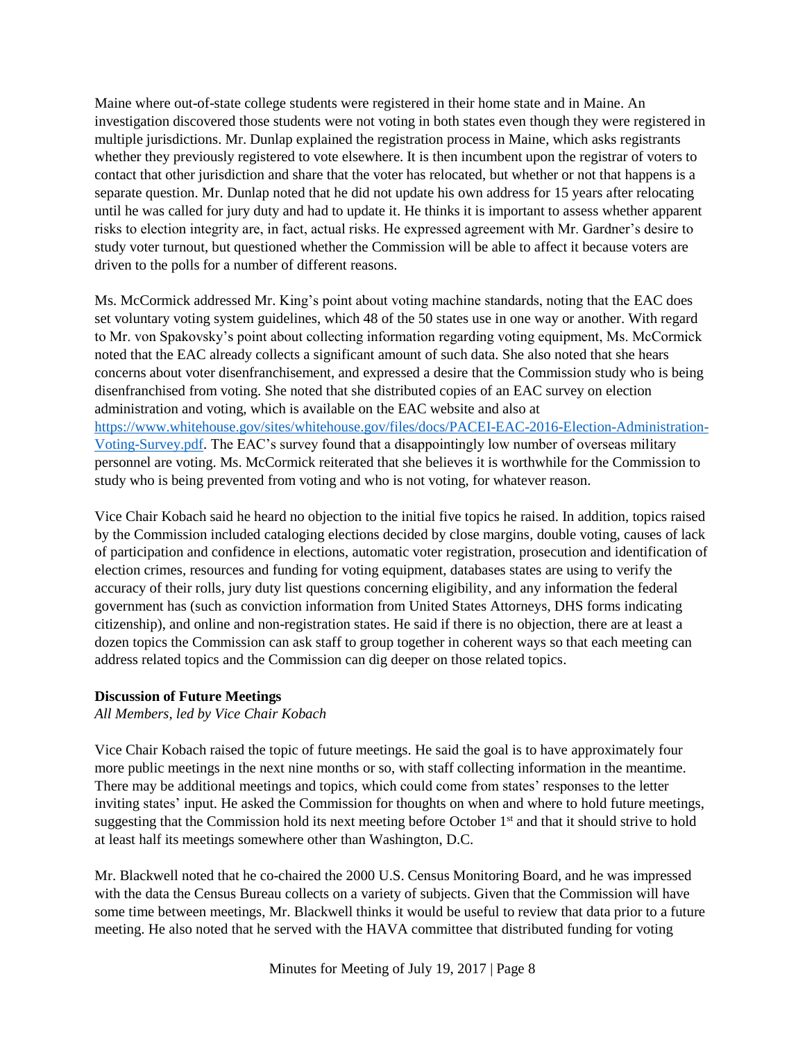Maine where out-of-state college students were registered in their home state and in Maine. An investigation discovered those students were not voting in both states even though they were registered in multiple jurisdictions. Mr. Dunlap explained the registration process in Maine, which asks registrants whether they previously registered to vote elsewhere. It is then incumbent upon the registrar of voters to contact that other jurisdiction and share that the voter has relocated, but whether or not that happens is a separate question. Mr. Dunlap noted that he did not update his own address for 15 years after relocating until he was called for jury duty and had to update it. He thinks it is important to assess whether apparent risks to election integrity are, in fact, actual risks. He expressed agreement with Mr. Gardner's desire to study voter turnout, but questioned whether the Commission will be able to affect it because voters are driven to the polls for a number of different reasons.

Ms. McCormick addressed Mr. King's point about voting machine standards, noting that the EAC does set voluntary voting system guidelines, which 48 of the 50 states use in one way or another. With regard to Mr. von Spakovsky's point about collecting information regarding voting equipment, Ms. McCormick noted that the EAC already collects a significant amount of such data. She also noted that she hears concerns about voter disenfranchisement, and expressed a desire that the Commission study who is being disenfranchised from voting. She noted that she distributed copies of an EAC survey on election administration and voting, which is available on the EAC website and also at https://www.whitehouse.gov/sites/whitehouse.gov/files/docs/PACEI-EAC-2016-Election-Administration-Voting-Survey.pdf. The EAC's survey found that a disappointingly low number of overseas military personnel are voting. Ms. McCormick reiterated that she believes it is worthwhile for the Commission to study who is being prevented from voting and who is not voting, for whatever reason.

Vice Chair Kobach said he heard no objection to the initial five topics he raised. In addition, topics raised by the Commission included cataloging elections decided by close margins, double voting, causes of lack of participation and confidence in elections, automatic voter registration, prosecution and identification of election crimes, resources and funding for voting equipment, databases states are using to verify the accuracy of their rolls, jury duty list questions concerning eligibility, and any information the federal government has (such as conviction information from United States Attorneys, DHS forms indicating citizenship), and online and non-registration states. He said if there is no objection, there are at least a dozen topics the Commission can ask staff to group together in coherent ways so that each meeting can address related topics and the Commission can dig deeper on those related topics.

**Discussion of Future Meetings**

*All Members, led by Vice Chair Kobach*

Vice Chair Kobach raised the topic of future meetings. He said the goal is to have approximately four more public meetings in the next nine months or so, with staff collecting information in the meantime. There may be additional meetings and topics, which could come from states' responses to the letter inviting states' input. He asked the Commission for thoughts on when and where to hold future meetings, suggesting that the Commission hold its next meeting before October 1st and that it should strive to hold at least half its meetings somewhere other than Washington, D.C.

Mr. Blackwell noted that he co-chaired the 2000 U.S. Census Monitoring Board, and he was impressed with the data the Census Bureau collects on a variety of subjects. Given that the Commission will have some time between meetings, Mr. Blackwell thinks it would be useful to review that data prior to a future meeting. He also noted that he served with the HAVA committee that distributed funding for voting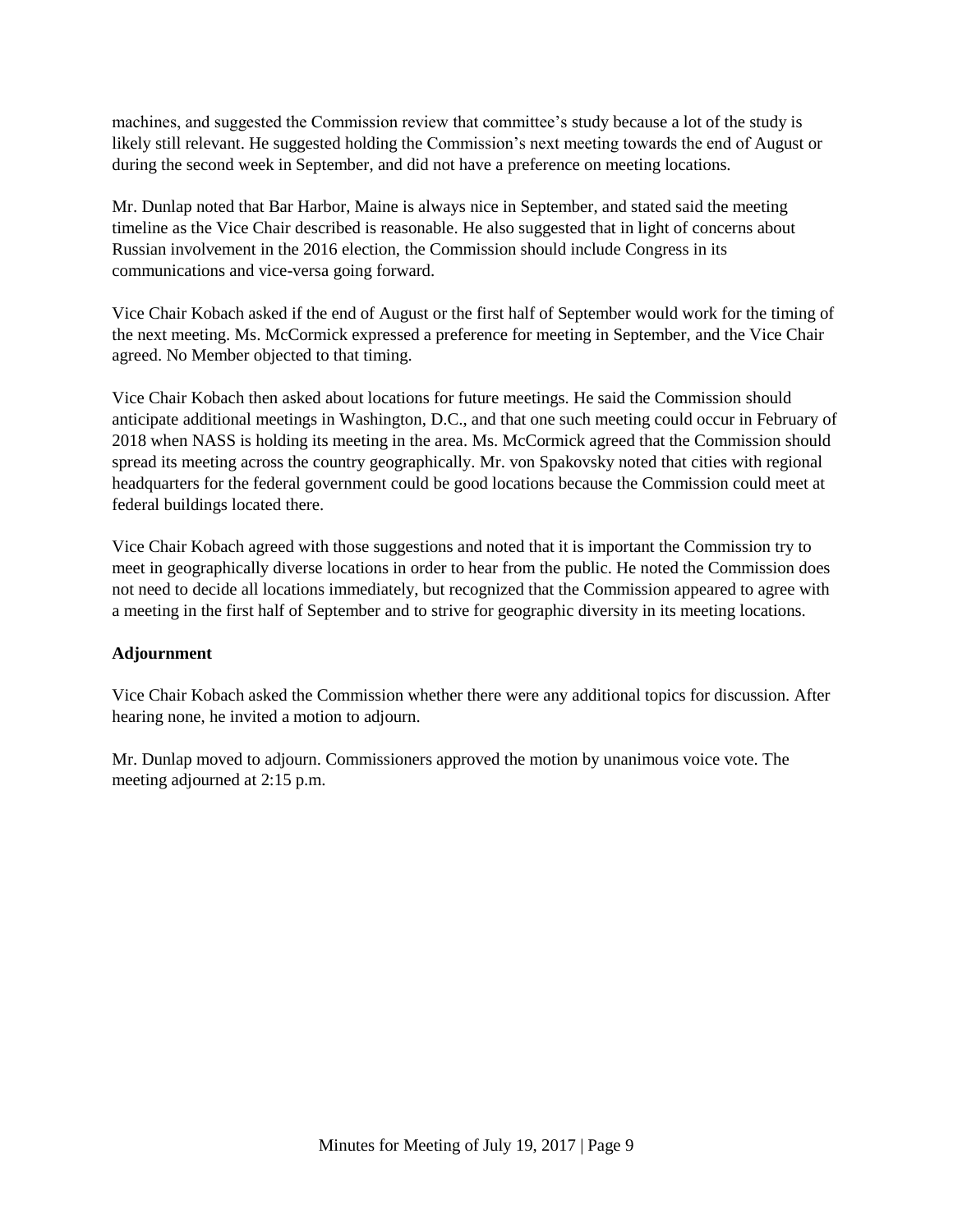machines, and suggested the Commission review that committee's study because a lot of the study is likely still relevant. He suggested holding the Commission's next meeting towards the end of August or during the second week in September, and did not have a preference on meeting locations.

Mr. Dunlap noted that Bar Harbor, Maine is always nice in September, and stated said the meeting timeline as the Vice Chair described is reasonable. He also suggested that in light of concerns about Russian involvement in the 2016 election, the Commission should include Congress in its communications and vice-versa going forward.

Vice Chair Kobach asked if the end of August or the first half of September would work for the timing of the next meeting. Ms. McCormick expressed a preference for meeting in September, and the Vice Chair agreed. No Member objected to that timing.

Vice Chair Kobach then asked about locations for future meetings. He said the Commission should anticipate additional meetings in Washington, D.C., and that one such meeting could occur in February of 2018 when NASS is holding its meeting in the area. Ms. McCormick agreed that the Commission should spread its meeting across the country geographically. Mr. von Spakovsky noted that cities with regional headquarters for the federal government could be good locations because the Commission could meet at federal buildings located there.

Vice Chair Kobach agreed with those suggestions and noted that it is important the Commission try to meet in geographically diverse locations in order to hear from the public. He noted the Commission does not need to decide all locations immediately, but recognized that the Commission appeared to agree with a meeting in the first half of September and to strive for geographic diversity in its meeting locations.

**Adjournment**

Vice Chair Kobach asked the Commission whether there were any additional topics for discussion. After hearing none, he invited a motion to adjourn.

Mr. Dunlap moved to adjourn. Commissioners approved the motion by unanimous voice vote. The meeting adjourned at 2:15 p.m.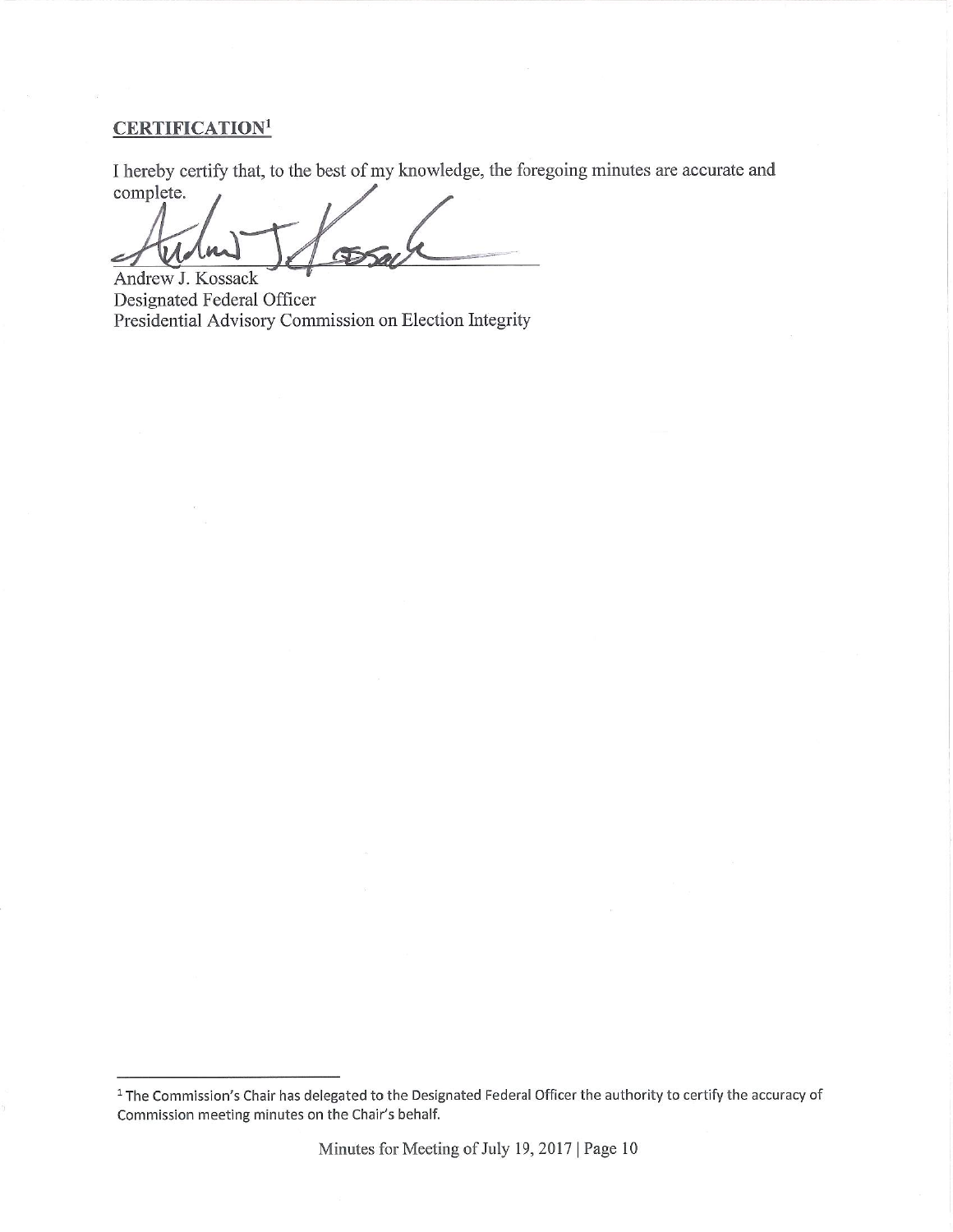## CERTIFICATION[1]

I hereby certify that, to the best of my knowledge, the foregoing minutes are accurate and complete.

Andrew J. Kossack
Designated Federal Officer
Presidential Advisory Commission on Election Integrity

[1] The Commission's Chair has delegated to the Designated Federal Officer the authority to certify the accuracy of Commission meeting minutes on the Chair's behalf.